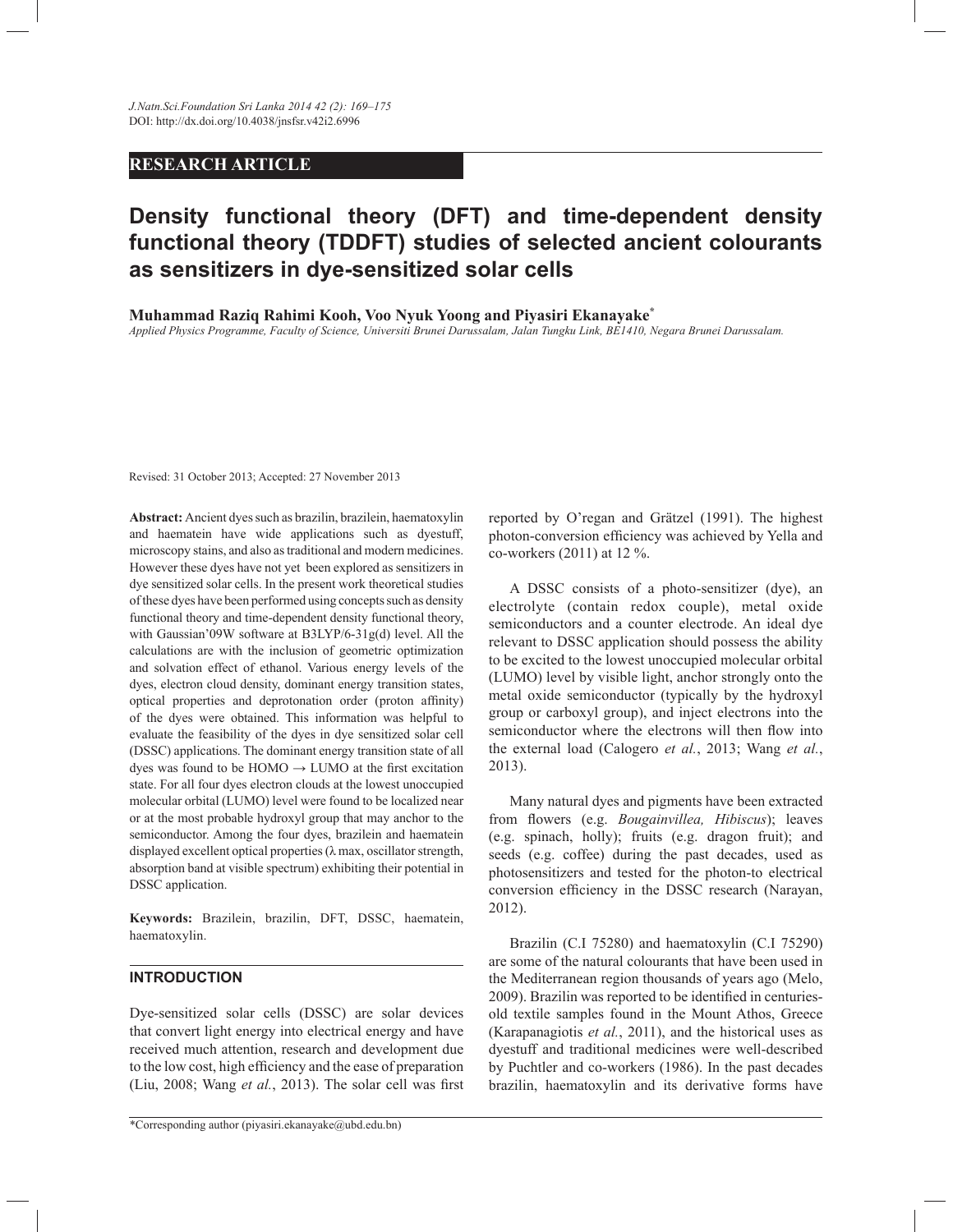RESEARCH ARTICLE

# Density functional theory (DFT) and time-dependent density functional theory (TDDFT) studies of selected ancient colourants as sensitizers in dye-sensitized solar cells

**Muhammad Raziq Rahimi Kooh, Voo Nyuk Yoong and Piyasiri Ekanayake***

*Applied Physics Programme, Faculty of Science, Universiti Brunei Darussalam, Jalan Tungku Link, BE1410, Negara Brunei Darussalam.*

Revised: 31 October 2013; Accepted: 27 November 2013

**Abstract:** Ancient dyes such as brazilin, brazilein, haematoxylin and haematein have wide applications such as dyestuff, microscopy stains, and also as traditional and modern medicines. However these dyes have not yet been explored as sensitizers in dye sensitized solar cells. In the present work theoretical studies of these dyes have been performed using concepts such as density functional theory and time-dependent density functional theory, with Gaussian'09W software at B3LYP/6-31g(d) level. All the calculations are with the inclusion of geometric optimization and solvation effect of ethanol. Various energy levels of the dyes, electron cloud density, dominant energy transition states, optical properties and deprotonation order (proton affinity) of the dyes were obtained. This information was helpful to evaluate the feasibility of the dyes in dye sensitized solar cell (DSSC) applications. The dominant energy transition state of all dyes was found to be HOMO → LUMO at the first excitation state. For all four dyes electron clouds at the lowest unoccupied molecular orbital (LUMO) level were found to be localized near or at the most probable hydroxyl group that may anchor to the semiconductor. Among the four dyes, brazilein and haematein displayed excellent optical properties (λ max, oscillator strength, absorption band at visible spectrum) exhibiting their potential in DSSC application.

**Keywords:** Brazilein, brazilin, DFT, DSSC, haematein, haematoxylin.

## INTRODUCTION

Dye-sensitized solar cells (DSSC) are solar devices that convert light energy into electrical energy and have received much attention, research and development due to the low cost, high efficiency and the ease of preparation (Liu, 2008; Wang *et al.*, 2013). The solar cell was first reported by O'regan and Grätzel (1991). The highest photon-conversion efficiency was achieved by Yella and co-workers (2011) at 12 %.

A DSSC consists of a photo-sensitizer (dye), an electrolyte (contain redox couple), metal oxide semiconductors and a counter electrode. An ideal dye relevant to DSSC application should possess the ability to be excited to the lowest unoccupied molecular orbital (LUMO) level by visible light, anchor strongly onto the metal oxide semiconductor (typically by the hydroxyl group or carboxyl group), and inject electrons into the semiconductor where the electrons will then flow into the external load (Calogero *et al.*, 2013; Wang *et al.*, 2013).

Many natural dyes and pigments have been extracted from flowers (e.g. *Bougainvillea, Hibiscus*); leaves (e.g. spinach, holly); fruits (e.g. dragon fruit); and seeds (e.g. coffee) during the past decades, used as photosensitizers and tested for the photon-to electrical conversion efficiency in the DSSC research (Narayan, 2012).

Brazilin (C.I 75280) and haematoxylin (C.I 75290) are some of the natural colourants that have been used in the Mediterranean region thousands of years ago (Melo, 2009). Brazilin was reported to be identified in centuries-old textile samples found in the Mount Athos, Greece (Karapanagiotis *et al.*, 2011), and the historical uses as dyestuff and traditional medicines were well-described by Puchtler and co-workers (1986). In the past decades brazilin, haematoxylin and its derivative forms have

*Corresponding author (piyasiri.ekanayake@ubd.edu.bn)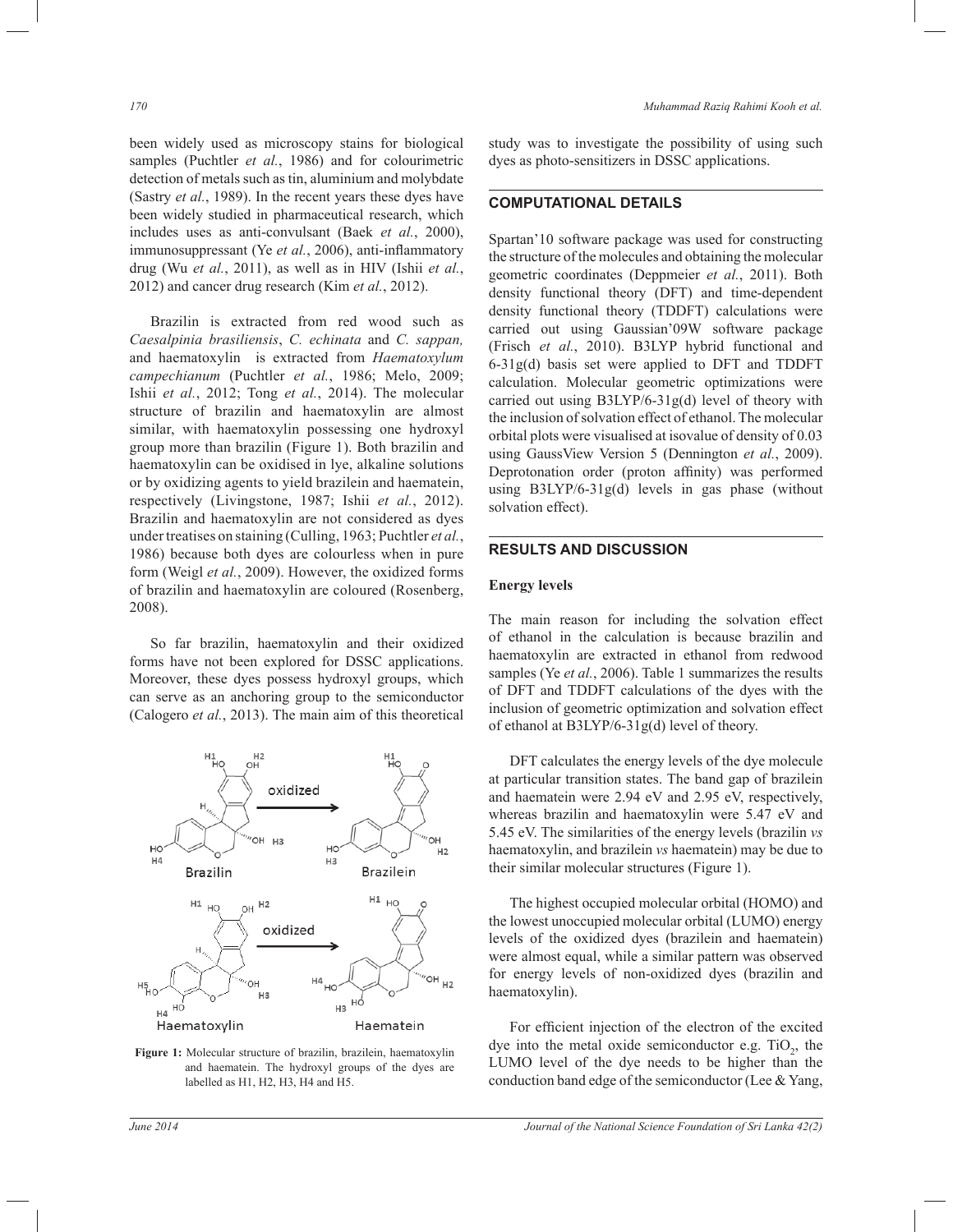been widely used as microscopy stains for biological samples (Puchtler *et al.*, 1986) and for colourimetric detection of metals such as tin, aluminium and molybdate (Sastry *et al.*, 1989). In the recent years these dyes have been widely studied in pharmaceutical research, which includes uses as anti-convulsant (Baek *et al.*, 2000), immunosuppressant (Ye *et al.*, 2006), anti-inflammatory drug (Wu *et al.*, 2011), as well as in HIV (Ishii *et al.*, 2012) and cancer drug research (Kim *et al.*, 2012).

Brazilin is extracted from red wood such as *Caesalpinia brasiliensis*, *C. echinata* and *C. sappan,* and haematoxylin is extracted from *Haematoxylum campechianum* (Puchtler *et al.*, 1986; Melo, 2009; Ishii *et al.*, 2012; Tong *et al.*, 2014). The molecular structure of brazilin and haematoxylin are almost similar, with haematoxylin possessing one hydroxyl group more than brazilin (Figure 1). Both brazilin and haematoxylin can be oxidised in lye, alkaline solutions or by oxidizing agents to yield brazilein and haematein, respectively (Livingstone, 1987; Ishii *et al.*, 2012). Brazilin and haematoxylin are not considered as dyes under treatises on staining (Culling, 1963; Puchtler *et al.*, 1986) because both dyes are colourless when in pure form (Weigl *et al.*, 2009). However, the oxidized forms of brazilin and haematoxylin are coloured (Rosenberg, 2008).

So far brazilin, haematoxylin and their oxidized forms have not been explored for DSSC applications. Moreover, these dyes possess hydroxyl groups, which can serve as an anchoring group to the semiconductor (Calogero *et al.*, 2013). The main aim of this theoretical study was to investigate the possibility of using such dyes as photo-sensitizers in DSSC applications.

**Figure 1:** Molecular structure of brazilin, brazilein, haematoxylin and haematein. The hydroxyl groups of the dyes are labelled as H1, H2, H3, H4 and H5.

## COMPUTATIONAL DETAILS

Spartan'10 software package was used for constructing the structure of the molecules and obtaining the molecular geometric coordinates (Deppmeier *et al.*, 2011). Both density functional theory (DFT) and time-dependent density functional theory (TDDFT) calculations were carried out using Gaussian'09W software package (Frisch *et al.*, 2010). B3LYP hybrid functional and 6-31g(d) basis set were applied to DFT and TDDFT calculation. Molecular geometric optimizations were carried out using B3LYP/6-31g(d) level of theory with the inclusion of solvation effect of ethanol. The molecular orbital plots were visualised at isovalue of density of 0.03 using GaussView Version 5 (Dennington *et al.*, 2009). Deprotonation order (proton affinity) was performed using B3LYP/6-31g(d) levels in gas phase (without solvation effect).

## RESULTS AND DISCUSSION

### Energy levels

The main reason for including the solvation effect of ethanol in the calculation is because brazilin and haematoxylin are extracted in ethanol from redwood samples (Ye *et al.*, 2006). Table 1 summarizes the results of DFT and TDDFT calculations of the dyes with the inclusion of geometric optimization and solvation effect of ethanol at B3LYP/6-31g(d) level of theory.

DFT calculates the energy levels of the dye molecule at particular transition states. The band gap of brazilein and haematein were 2.94 eV and 2.95 eV, respectively, whereas brazilin and haematoxylin were 5.47 eV and 5.45 eV. The similarities of the energy levels (brazilin *vs* haematoxylin, and brazilein *vs* haematein) may be due to their similar molecular structures (Figure 1).

The highest occupied molecular orbital (HOMO) and the lowest unoccupied molecular orbital (LUMO) energy levels of the oxidized dyes (brazilein and haematein) were almost equal, while a similar pattern was observed for energy levels of non-oxidized dyes (brazilin and haematoxylin).

For efficient injection of the electron of the excited dye into the metal oxide semiconductor e.g. $TiO_2$, the LUMO level of the dye needs to be higher than the conduction band edge of the semiconductor (Lee & Yang,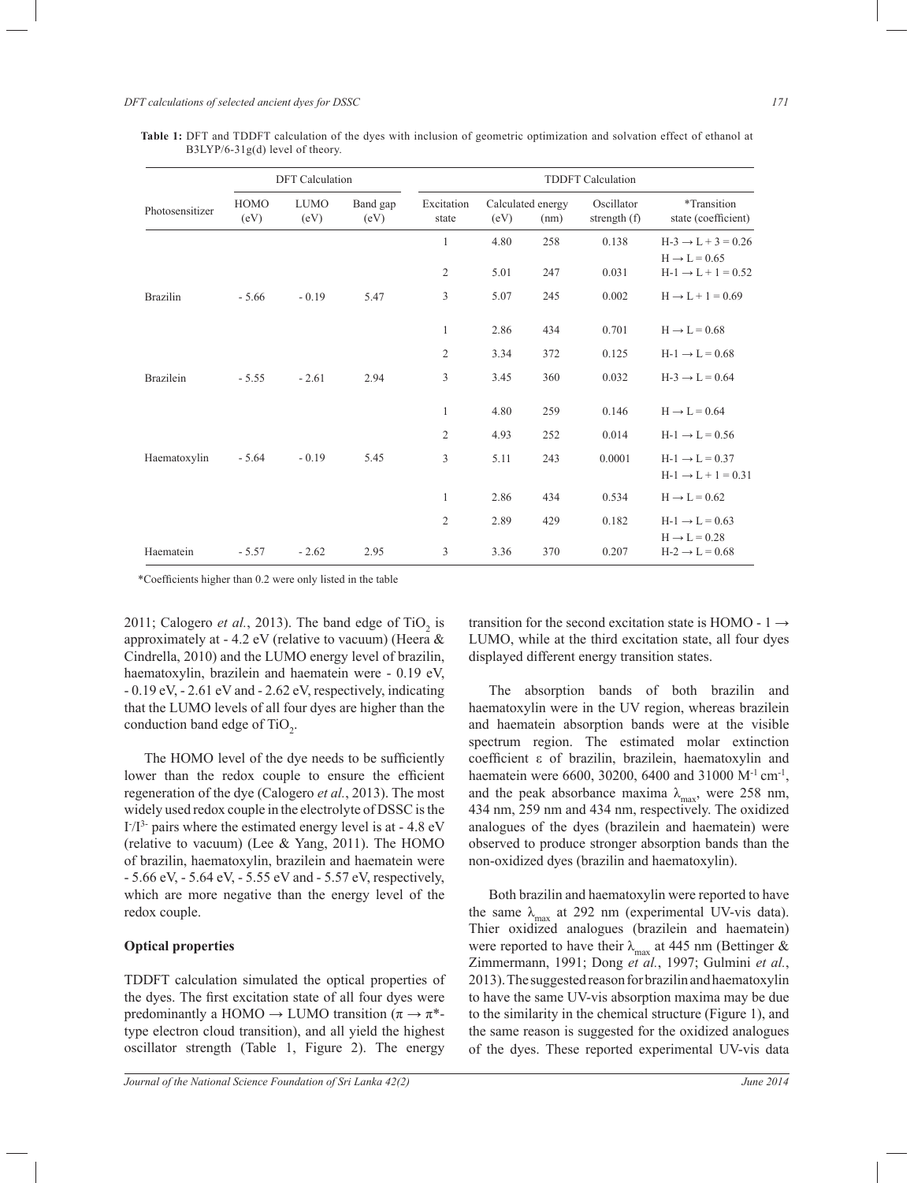**Table 1:** DFT and TDDFT calculation of the dyes with inclusion of geometric optimization and solvation effect of ethanol at B3LYP/6-31g(d) level of theory.

| Photosensitizer | DFT Calculation | | | TDDFT Calculation | | | | |
|---|---|---|---|---|---|---|---|---|
| | HOMO (eV) | LUMO (eV) | Band gap (eV) | Excitation state | Calculated energy (eV) | Calculated energy (nm) | Oscillator strength (f) | *Transition state (coefficient) |
| | | | | 1 | 4.80 | 258 | 0.138 | H-3 → L + 3 = 0.26<br>H → L = 0.65 |
| | | | | 2 | 5.01 | 247 | 0.031 | H-1 → L + 1 = 0.52 |
| Brazilin | - 5.66 | - 0.19 | 5.47 | 3 | 5.07 | 245 | 0.002 | H → L + 1 = 0.69 |
| | | | | 1 | 2.86 | 434 | 0.701 | H → L = 0.68 |
| | | | | 2 | 3.34 | 372 | 0.125 | H-1 → L = 0.68 |
| Brazilein | - 5.55 | - 2.61 | 2.94 | 3 | 3.45 | 360 | 0.032 | H-3 → L = 0.64 |
| | | | | 1 | 4.80 | 259 | 0.146 | H → L = 0.64 |
| | | | | 2 | 4.93 | 252 | 0.014 | H-1 → L = 0.56 |
| Haematoxylin | - 5.64 | - 0.19 | 5.45 | 3 | 5.11 | 243 | 0.0001 | H-1 → L = 0.37<br>H-1 → L + 1 = 0.31 |
| | | | | 1 | 2.86 | 434 | 0.534 | H → L = 0.62 |
| | | | | 2 | 2.89 | 429 | 0.182 | H-1 → L = 0.63<br>H → L = 0.28 |
| Haematein | - 5.57 | - 2.62 | 2.95 | 3 | 3.36 | 370 | 0.207 | H-2 → L = 0.68 |

*Coefficients higher than 0.2 were only listed in the table

2011; Calogero *et al.*, 2013). The band edge of $TiO_2$ is approximately at - 4.2 eV (relative to vacuum) (Heera & Cindrella, 2010) and the LUMO energy level of brazilin, haematoxylin, brazilein and haematein were - 0.19 eV, - 0.19 eV, - 2.61 eV and - 2.62 eV, respectively, indicating that the LUMO levels of all four dyes are higher than the conduction band edge of $TiO_2$.

The HOMO level of the dye needs to be sufficiently lower than the redox couple to ensure the efficient regeneration of the dye (Calogero *et al.*, 2013). The most widely used redox couple in the electrolyte of DSSC is the $I^-/I^{3-}$ pairs where the estimated energy level is at - 4.8 eV (relative to vacuum) (Lee & Yang, 2011). The HOMO of brazilin, haematoxylin, brazilein and haematein were - 5.66 eV, - 5.64 eV, - 5.55 eV and - 5.57 eV, respectively, which are more negative than the energy level of the redox couple.

## Optical properties

TDDFT calculation simulated the optical properties of the dyes. The first excitation state of all four dyes were predominantly a HOMO → LUMO transition ($\pi \rightarrow \pi^*$-type electron cloud transition), and all yield the highest oscillator strength (Table 1, Figure 2). The energy transition for the second excitation state is HOMO - 1 → LUMO, while at the third excitation state, all four dyes displayed different energy transition states.

The absorption bands of both brazilin and haematoxylin were in the UV region, whereas brazilein and haematein absorption bands were at the visible spectrum region. The estimated molar extinction coefficient ε of brazilin, brazilein, haematoxylin and haematein were 6600, 30200, 6400 and 31000 $M^{-1}$ $cm^{-1}$, and the peak absorbance maxima $\lambda_{max}$ were 258 nm, 434 nm, 259 nm and 434 nm, respectively. The oxidized analogues of the dyes (brazilein and haematein) were observed to produce stronger absorption bands than the non-oxidized dyes (brazilin and haematoxylin).

Both brazilin and haematoxylin were reported to have the same $\lambda_{max}$ at 292 nm (experimental UV-vis data). Thier oxidized analogues (brazilein and haematein) were reported to have their $\lambda_{max}$ at 445 nm (Bettinger & Zimmermann, 1991; Dong *et al.*, 1997; Gulmini *et al.*, 2013). The suggested reason for brazilin and haematoxylin to have the same UV-vis absorption maxima may be due to the similarity in the chemical structure (Figure 1), and the same reason is suggested for the oxidized analogues of the dyes. These reported experimental UV-vis data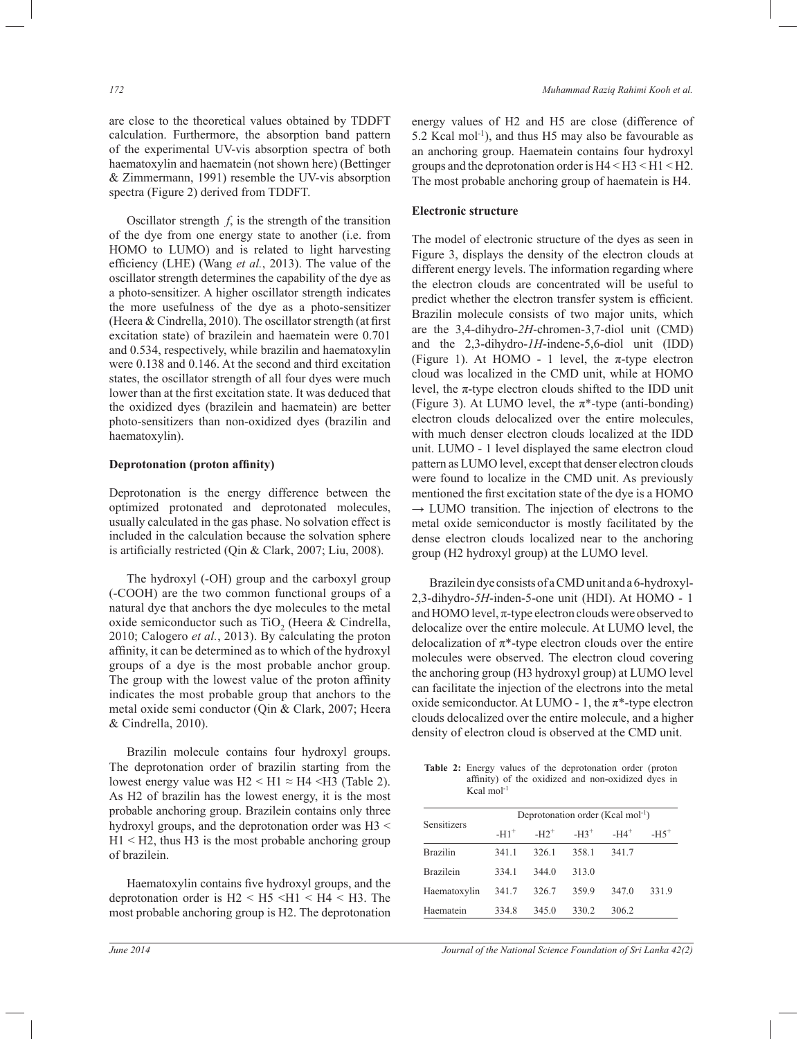are close to the theoretical values obtained by TDDFT calculation. Furthermore, the absorption band pattern of the experimental UV-vis absorption spectra of both haematoxylin and haematein (not shown here) (Bettinger & Zimmermann, 1991) resemble the UV-vis absorption spectra (Figure 2) derived from TDDFT.

Oscillator strength $f$, is the strength of the transition of the dye from one energy state to another (i.e. from HOMO to LUMO) and is related to light harvesting efficiency (LHE) (Wang *et al.*, 2013). The value of the oscillator strength determines the capability of the dye as a photo-sensitizer. A higher oscillator strength indicates the more usefulness of the dye as a photo-sensitizer (Heera & Cindrella, 2010). The oscillator strength (at first excitation state) of brazilein and haematein were 0.701 and 0.534, respectively, while brazilin and haematoxylin were 0.138 and 0.146. At the second and third excitation states, the oscillator strength of all four dyes were much lower than at the first excitation state. It was deduced that the oxidized dyes (brazilein and haematein) are better photo-sensitizers than non-oxidized dyes (brazilin and haematoxylin).

**Deprotonation (proton affinity)**

Deprotonation is the energy difference between the optimized protonated and deprotonated molecules, usually calculated in the gas phase. No solvation effect is included in the calculation because the solvation sphere is artificially restricted (Qin & Clark, 2007; Liu, 2008).

The hydroxyl (-OH) group and the carboxyl group (-COOH) are the two common functional groups of a natural dye that anchors the dye molecules to the metal oxide semiconductor such as $TiO_2$ (Heera & Cindrella, 2010; Calogero *et al.*, 2013). By calculating the proton affinity, it can be determined as to which of the hydroxyl groups of a dye is the most probable anchor group. The group with the lowest value of the proton affinity indicates the most probable group that anchors to the metal oxide semi conductor (Qin & Clark, 2007; Heera & Cindrella, 2010).

Brazilin molecule contains four hydroxyl groups. The deprotonation order of brazilin starting from the lowest energy value was H2 < H1 ≈ H4 <H3 (Table 2). As H2 of brazilin has the lowest energy, it is the most probable anchoring group. Brazilein contains only three hydroxyl groups, and the deprotonation order was H3 < H1 < H2, thus H3 is the most probable anchoring group of brazilein.

Haematoxylin contains five hydroxyl groups, and the deprotonation order is H2 < H5 <H1 < H4 < H3. The most probable anchoring group is H2. The deprotonation energy values of H2 and H5 are close (difference of 5.2 Kcal mol$^{-1}$), and thus H5 may also be favourable as an anchoring group. Haematein contains four hydroxyl groups and the deprotonation order is H4 < H3 < H1 < H2. The most probable anchoring group of haematein is H4.

**Electronic structure**

The model of electronic structure of the dyes as seen in Figure 3, displays the density of the electron clouds at different energy levels. The information regarding where the electron clouds are concentrated will be useful to predict whether the electron transfer system is efficient. Brazilin molecule consists of two major units, which are the 3,4-dihydro-*2H*-chromen-3,7-diol unit (CMD) and the 2,3-dihydro-*1H*-indene-5,6-diol unit (IDD) (Figure 1). At HOMO - 1 level, the π-type electron cloud was localized in the CMD unit, while at HOMO level, the π-type electron clouds shifted to the IDD unit (Figure 3). At LUMO level, the π*-type (anti-bonding) electron clouds delocalized over the entire molecules, with much denser electron clouds localized at the IDD unit. LUMO - 1 level displayed the same electron cloud pattern as LUMO level, except that denser electron clouds were found to localize in the CMD unit. As previously mentioned the first excitation state of the dye is a HOMO → LUMO transition. The injection of electrons to the metal oxide semiconductor is mostly facilitated by the dense electron clouds localized near to the anchoring group (H2 hydroxyl group) at the LUMO level.

Brazilein dye consists of a CMD unit and a 6-hydroxyl-2,3-dihydro-*5H*-inden-5-one unit (HDI). At HOMO - 1 and HOMO level, π-type electron clouds were observed to delocalize over the entire molecule. At LUMO level, the delocalization of π*-type electron clouds over the entire molecules were observed. The electron cloud covering the anchoring group (H3 hydroxyl group) at LUMO level can facilitate the injection of the electrons into the metal oxide semiconductor. At LUMO - 1, the π*-type electron clouds delocalized over the entire molecule, and a higher density of electron cloud is observed at the CMD unit.

**Table 2:** Energy values of the deprotonation order (proton affinity) of the oxidized and non-oxidized dyes in Kcal mol$^{-1}$

| Sensitizers | Deprotonation order (Kcal mol$^{-1}$) | | | | |
|---|---|---|---|---|---|
| | $-H1^+$ | $-H2^+$ | $-H3^+$ | $-H4^+$ | $-H5^+$ |
| Brazilin | 341.1 | 326.1 | 358.1 | 341.7 | |
| Brazilein | 334.1 | 344.0 | 313.0 | | |
| Haematoxylin | 341.7 | 326.7 | 359.9 | 347.0 | 331.9 |
| Haematein | 334.8 | 345.0 | 330.2 | 306.2 | |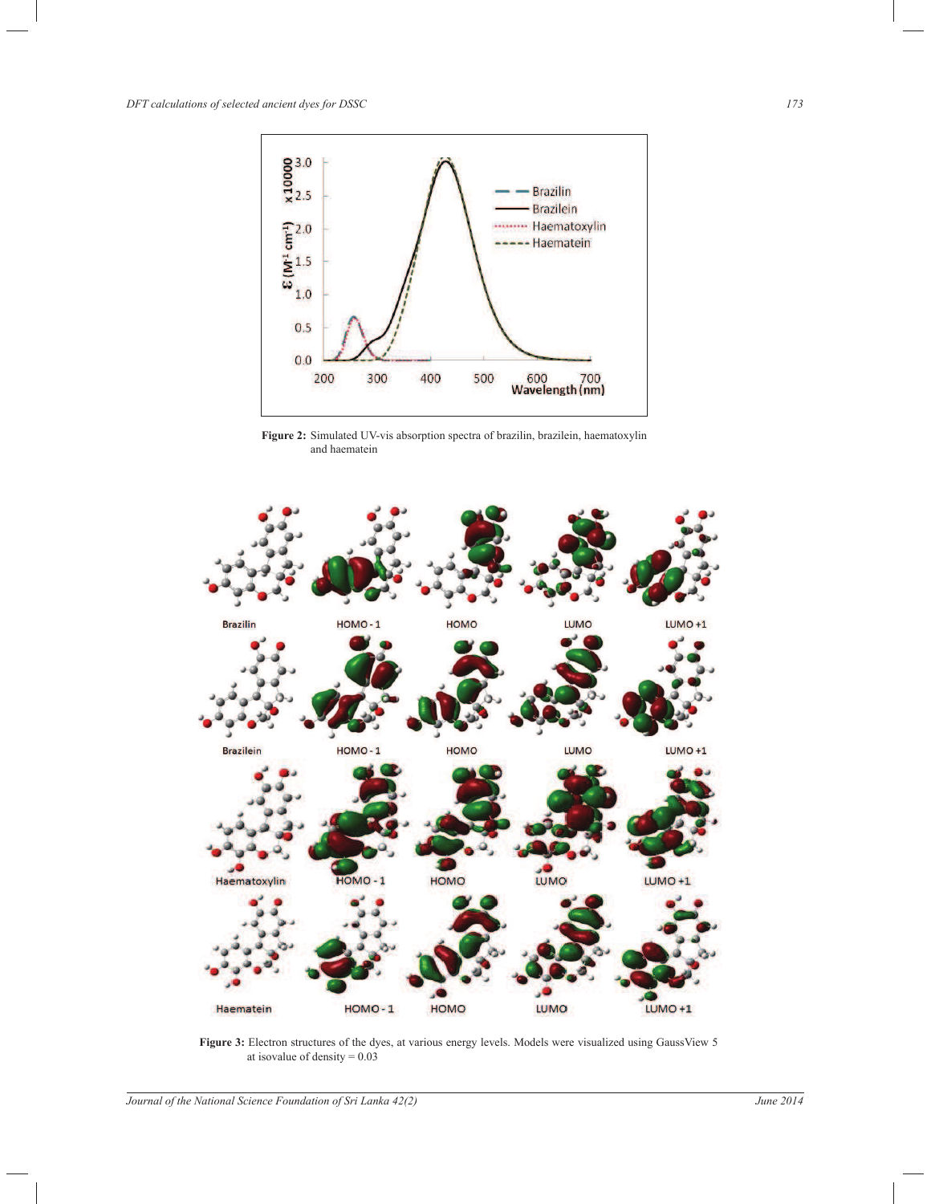Figure 2: Simulated UV-vis absorption spectra of brazilin, brazilein, haematoxylin and haematein

Figure 3: Electron structures of the dyes, at various energy levels. Models were visualized using GaussView 5 at isovalue of density = 0.03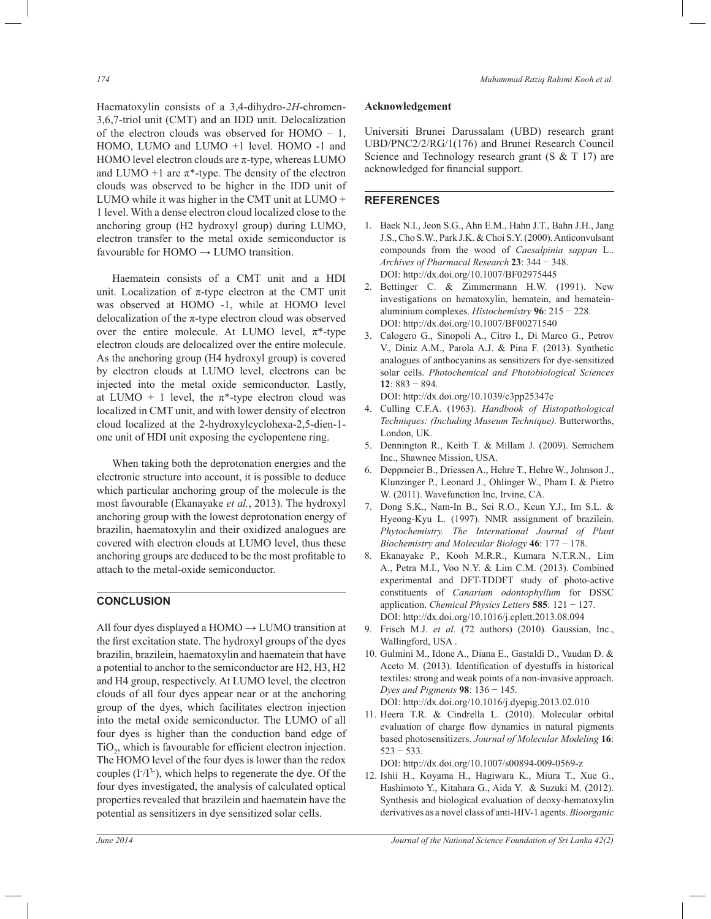Haematoxylin consists of a 3,4-dihydro-*2H*-chromen-3,6,7-triol unit (CMT) and an IDD unit. Delocalization of the electron clouds was observed for HOMO – 1, HOMO, LUMO and LUMO +1 level. HOMO -1 and HOMO level electron clouds are π-type, whereas LUMO and LUMO +1 are π\*-type. The density of the electron clouds was observed to be higher in the IDD unit of LUMO while it was higher in the CMT unit at LUMO + 1 level. With a dense electron cloud localized close to the anchoring group (H2 hydroxyl group) during LUMO, electron transfer to the metal oxide semiconductor is favourable for HOMO → LUMO transition.

Haematein consists of a CMT unit and a HDI unit. Localization of π-type electron at the CMT unit was observed at HOMO -1, while at HOMO level delocalization of the π-type electron cloud was observed over the entire molecule. At LUMO level, π\*-type electron clouds are delocalized over the entire molecule. As the anchoring group (H4 hydroxyl group) is covered by electron clouds at LUMO level, electrons can be injected into the metal oxide semiconductor. Lastly, at LUMO + 1 level, the π\*-type electron cloud was localized in CMT unit, and with lower density of electron cloud localized at the 2-hydroxylcyclohexa-2,5-dien-1-one unit of HDI unit exposing the cyclopentene ring.

When taking both the deprotonation energies and the electronic structure into account, it is possible to deduce which particular anchoring group of the molecule is the most favourable (Ekanayake *et al.*, 2013). The hydroxyl anchoring group with the lowest deprotonation energy of brazilin, haematoxylin and their oxidized analogues are covered with electron clouds at LUMO level, thus these anchoring groups are deduced to be the most profitable to attach to the metal-oxide semiconductor.

## CONCLUSION

All four dyes displayed a HOMO → LUMO transition at the first excitation state. The hydroxyl groups of the dyes brazilin, brazilein, haematoxylin and haematein that have a potential to anchor to the semiconductor are H2, H3, H2 and H4 group, respectively. At LUMO level, the electron clouds of all four dyes appear near or at the anchoring group of the dyes, which facilitates electron injection into the metal oxide semiconductor. The LUMO of all four dyes is higher than the conduction band edge of $TiO_2$, which is favourable for efficient electron injection. The HOMO level of the four dyes is lower than the redox couples ($I^-/I^{3-}$), which helps to regenerate the dye. Of the four dyes investigated, the analysis of calculated optical properties revealed that brazilein and haematein have the potential as sensitizers in dye sensitized solar cells.

### Acknowledgement

Universiti Brunei Darussalam (UBD) research grant UBD/PNC2/2/RG/1(176) and Brunei Research Council Science and Technology research grant (S & T 17) are acknowledged for financial support.

## REFERENCES

1. Baek N.I., Jeon S.G., Ahn E.M., Hahn J.T., Bahn J.H., Jang J.S., Cho S.W., Park J.K. & Choi S.Y. (2000). Anticonvulsant compounds from the wood of *Caesalpinia sappan* L.. *Archives of Pharmacal Research* **23**: 344 − 348. DOI: http://dx.doi.org/10.1007/BF02975445
2. Bettinger C. & Zimmermann H.W. (1991). New investigations on hematoxylin, hematein, and hematein-aluminium complexes. *Histochemistry* **96**: 215 − 228. DOI: http://dx.doi.org/10.1007/BF00271540
3. Calogero G., Sinopoli A., Citro I., Di Marco G., Petrov V., Diniz A.M., Parola A.J. & Pina F. (2013). Synthetic analogues of anthocyanins as sensitizers for dye-sensitized solar cells. *Photochemical and Photobiological Sciences* **12**: 883 − 894. DOI: http://dx.doi.org/10.1039/c3pp25347c
4. Culling C.F.A. (1963). *Handbook of Histopathological Techniques: (Including Museum Technique).* Butterworths, London, UK.
5. Dennington R., Keith T. & Millam J. (2009). Semichem Inc., Shawnee Mission, USA.
6. Deppmeier B., Driessen A., Hehre T., Hehre W., Johnson J., Klunzinger P., Leonard J., Ohlinger W., Pham I. & Pietro W. (2011). Wavefunction Inc, Irvine, CA.
7. Dong S.K., Nam-In B., Sei R.O., Keun Y.J., Im S.L. & Hyeong-Kyu L. (1997). NMR assignment of brazilein. *Phytochemistry. The International Journal of Plant Biochemistry and Molecular Biology* **46**: 177 − 178.
8. Ekanayake P., Kooh M.R.R., Kumara N.T.R.N., Lim A., Petra M.I., Voo N.Y. & Lim C.M. (2013). Combined experimental and DFT-TDDFT study of photo-active constituents of *Canarium odontophyllum* for DSSC application. *Chemical Physics Letters* **585**: 121 − 127. DOI: http://dx.doi.org/10.1016/j.cplett.2013.08.094
9. Frisch M.J. *et al.* (72 authors) (2010). Gaussian, Inc., Wallingford, USA .
10. Gulmini M., Idone A., Diana E., Gastaldi D., Vaudan D. & Aceto M. (2013). Identification of dyestuffs in historical textiles: strong and weak points of a non-invasive approach. *Dyes and Pigments* **98**: 136 − 145. DOI: http://dx.doi.org/10.1016/j.dyepig.2013.02.010
11. Heera T.R. & Cindrella L. (2010). Molecular orbital evaluation of charge flow dynamics in natural pigments based photosensitizers. *Journal of Molecular Modeling* **16**: 523 − 533. DOI: http://dx.doi.org/10.1007/s00894-009-0569-z
12. Ishii H., Koyama H., Hagiwara K., Miura T., Xue G., Hashimoto Y., Kitahara G., Aida Y. & Suzuki M. (2012). Synthesis and biological evaluation of deoxy-hematoxylin derivatives as a novel class of anti-HIV-1 agents. *Bioorganic*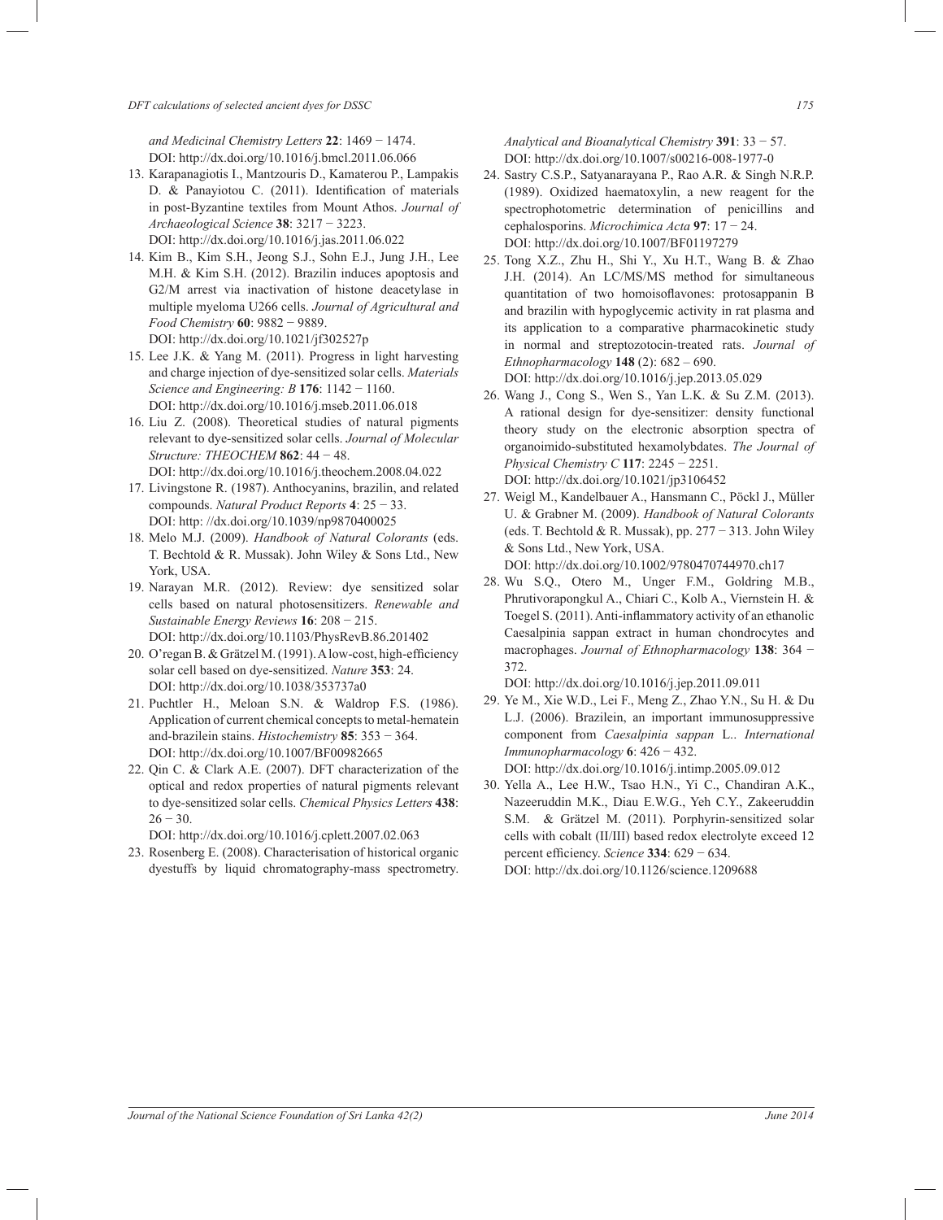*and Medicinal Chemistry Letters* **22**: 1469 − 1474.
DOI: http://dx.doi.org/10.1016/j.bmcl.2011.06.066

13. Karapanagiotis I., Mantzouris D., Kamaterou P., Lampakis D. & Panayiotou C. (2011). Identification of materials in post-Byzantine textiles from Mount Athos. *Journal of Archaeological Science* **38**: 3217 − 3223.
DOI: http://dx.doi.org/10.1016/j.jas.2011.06.022

14. Kim B., Kim S.H., Jeong S.J., Sohn E.J., Jung J.H., Lee M.H. & Kim S.H. (2012). Brazilin induces apoptosis and G2/M arrest via inactivation of histone deacetylase in multiple myeloma U266 cells. *Journal of Agricultural and Food Chemistry* **60**: 9882 − 9889.
DOI: http://dx.doi.org/10.1021/jf302527p

15. Lee J.K. & Yang M. (2011). Progress in light harvesting and charge injection of dye-sensitized solar cells. *Materials Science and Engineering: B* **176**: 1142 − 1160.
DOI: http://dx.doi.org/10.1016/j.mseb.2011.06.018

16. Liu Z. (2008). Theoretical studies of natural pigments relevant to dye-sensitized solar cells. *Journal of Molecular Structure: THEOCHEM* **862**: 44 − 48.
DOI: http://dx.doi.org/10.1016/j.theochem.2008.04.022

17. Livingstone R. (1987). Anthocyanins, brazilin, and related compounds. *Natural Product Reports* **4**: 25 − 33.
DOI: http: //dx.doi.org/10.1039/np9870400025

18. Melo M.J. (2009). *Handbook of Natural Colorants* (eds. T. Bechtold & R. Mussak). John Wiley & Sons Ltd., New York, USA.

19. Narayan M.R. (2012). Review: dye sensitized solar cells based on natural photosensitizers. *Renewable and Sustainable Energy Reviews* **16**: 208 − 215.
DOI: http://dx.doi.org/10.1103/PhysRevB.86.201402

20. O'regan B. & Grätzel M. (1991). A low-cost, high-efficiency solar cell based on dye-sensitized. *Nature* **353**: 24.
DOI: http://dx.doi.org/10.1038/353737a0

21. Puchtler H., Meloan S.N. & Waldrop F.S. (1986). Application of current chemical concepts to metal-hematein and-brazilein stains. *Histochemistry* **85**: 353 − 364.
DOI: http://dx.doi.org/10.1007/BF00982665

22. Qin C. & Clark A.E. (2007). DFT characterization of the optical and redox properties of natural pigments relevant to dye-sensitized solar cells. *Chemical Physics Letters* **438**: 26 − 30.
DOI: http://dx.doi.org/10.1016/j.cplett.2007.02.063

23. Rosenberg E. (2008). Characterisation of historical organic dyestuffs by liquid chromatography-mass spectrometry. *Analytical and Bioanalytical Chemistry* **391**: 33 − 57.
DOI: http://dx.doi.org/10.1007/s00216-008-1977-0

24. Sastry C.S.P., Satyanarayana P., Rao A.R. & Singh N.R.P. (1989). Oxidized haematoxylin, a new reagent for the spectrophotometric determination of penicillins and cephalosporins. *Microchimica Acta* **97**: 17 − 24.
DOI: http://dx.doi.org/10.1007/BF01197279

25. Tong X.Z., Zhu H., Shi Y., Xu H.T., Wang B. & Zhao J.H. (2014). An LC/MS/MS method for simultaneous quantitation of two homoisoflavones: protosappanin B and brazilin with hypoglycemic activity in rat plasma and its application to a comparative pharmacokinetic study in normal and streptozotocin-treated rats. *Journal of Ethnopharmacology* **148** (2): 682 – 690.
DOI: http://dx.doi.org/10.1016/j.jep.2013.05.029

26. Wang J., Cong S., Wen S., Yan L.K. & Su Z.M. (2013). A rational design for dye-sensitizer: density functional theory study on the electronic absorption spectra of organoimido-substituted hexamolybdates. *The Journal of Physical Chemistry C* **117**: 2245 − 2251.
DOI: http://dx.doi.org/10.1021/jp3106452

27. Weigl M., Kandelbauer A., Hansmann C., Pöckl J., Müller U. & Grabner M. (2009). *Handbook of Natural Colorants* (eds. T. Bechtold & R. Mussak), pp. 277 − 313. John Wiley & Sons Ltd., New York, USA.
DOI: http://dx.doi.org/10.1002/9780470744970.ch17

28. Wu S.Q., Otero M., Unger F.M., Goldring M.B., Phrutivorapongkul A., Chiari C., Kolb A., Viernstein H. & Toegel S. (2011). Anti-inflammatory activity of an ethanolic Caesalpinia sappan extract in human chondrocytes and macrophages. *Journal of Ethnopharmacology* **138**: 364 − 372.
DOI: http://dx.doi.org/10.1016/j.jep.2011.09.011

29. Ye M., Xie W.D., Lei F., Meng Z., Zhao Y.N., Su H. & Du L.J. (2006). Brazilein, an important immunosuppressive component from *Caesalpinia sappan* L.. *International Immunopharmacology* **6**: 426 − 432.
DOI: http://dx.doi.org/10.1016/j.intimp.2005.09.012

30. Yella A., Lee H.W., Tsao H.N., Yi C., Chandiran A.K., Nazeeruddin M.K., Diau E.W.G., Yeh C.Y., Zakeeruddin S.M. & Grätzel M. (2011). Porphyrin-sensitized solar cells with cobalt (II/III) based redox electrolyte exceed 12 percent efficiency. *Science* **334**: 629 − 634.
DOI: http://dx.doi.org/10.1126/science.1209688